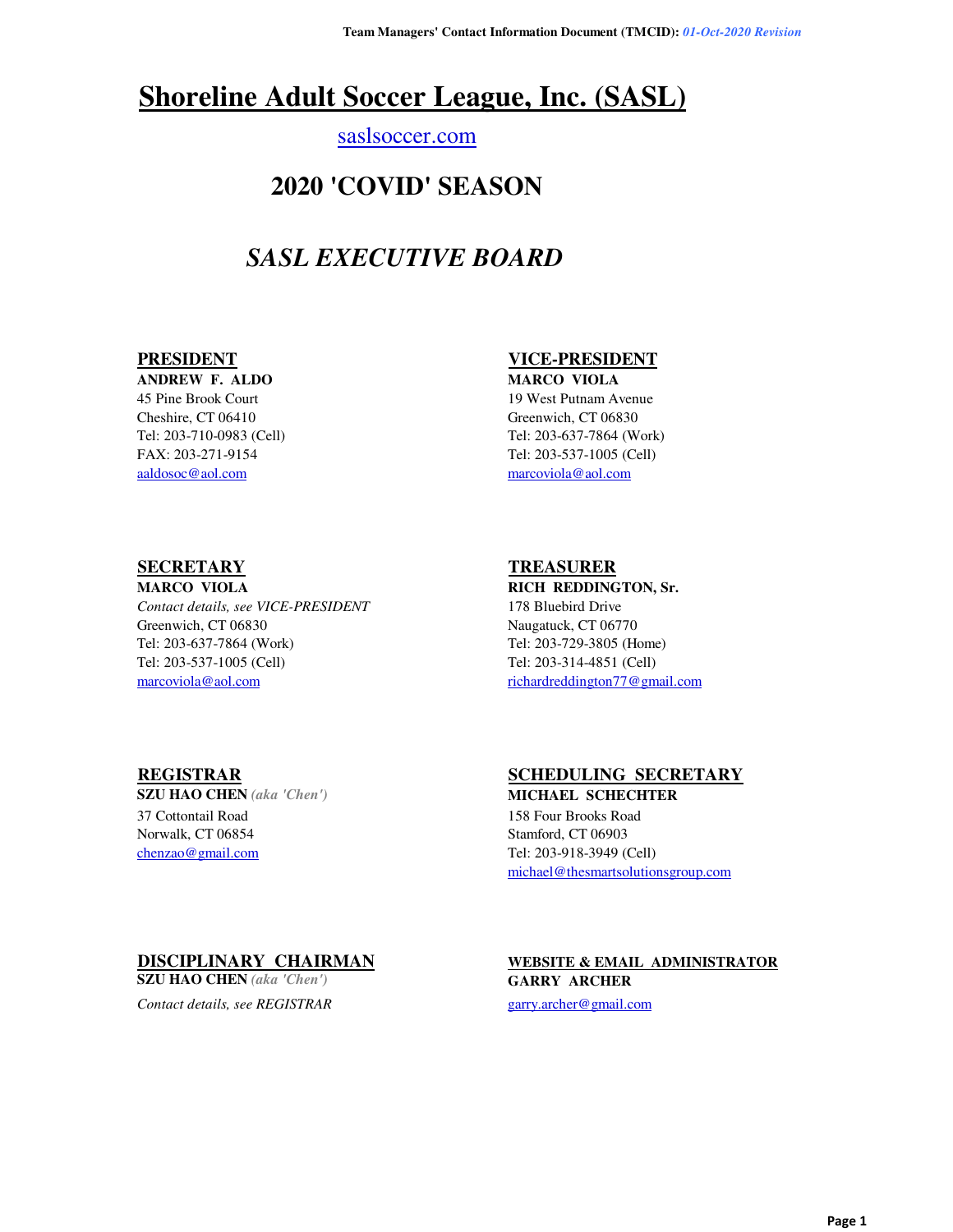# Shoreline Adult Soccer League, Inc. (SASL)

saslsoccer.com

## 2020 'COVID' SEASON

## *SASL EXECUTIVE BOARD*

### PRESIDENT

**ANDREW F. ALDO**
45 Pine Brook Court
Cheshire, CT 06410
Tel: 203-710-0983 (Cell)
FAX: 203-271-9154
aaldosoc@aol.com

### VICE-PRESIDENT

**MARCO VIOLA**
19 West Putnam Avenue
Greenwich, CT 06830
Tel: 203-637-7864 (Work)
Tel: 203-537-1005 (Cell)
marcoviola@aol.com

### SECRETARY

**MARCO VIOLA**
*Contact details, see VICE-PRESIDENT*
Greenwich, CT 06830
Tel: 203-637-7864 (Work)
Tel: 203-537-1005 (Cell)
marcoviola@aol.com

### TREASURER

**RICH REDDINGTON, Sr.**
178 Bluebird Drive
Naugatuck, CT 06770
Tel: 203-729-3805 (Home)
Tel: 203-314-4851 (Cell)
richardreddington77@gmail.com

### REGISTRAR

**SZU HAO CHEN** *(aka 'Chen')*
37 Cottontail Road
Norwalk, CT 06854
chenzao@gmail.com

### SCHEDULING SECRETARY

**MICHAEL SCHECHTER**
158 Four Brooks Road
Stamford, CT 06903
Tel: 203-918-3949 (Cell)
michael@thesmartsolutionsgroup.com

### DISCIPLINARY CHAIRMAN

**SZU HAO CHEN** *(aka 'Chen')*
*Contact details, see REGISTRAR*

### WEBSITE & EMAIL ADMINISTRATOR

**GARRY ARCHER**
garry.archer@gmail.com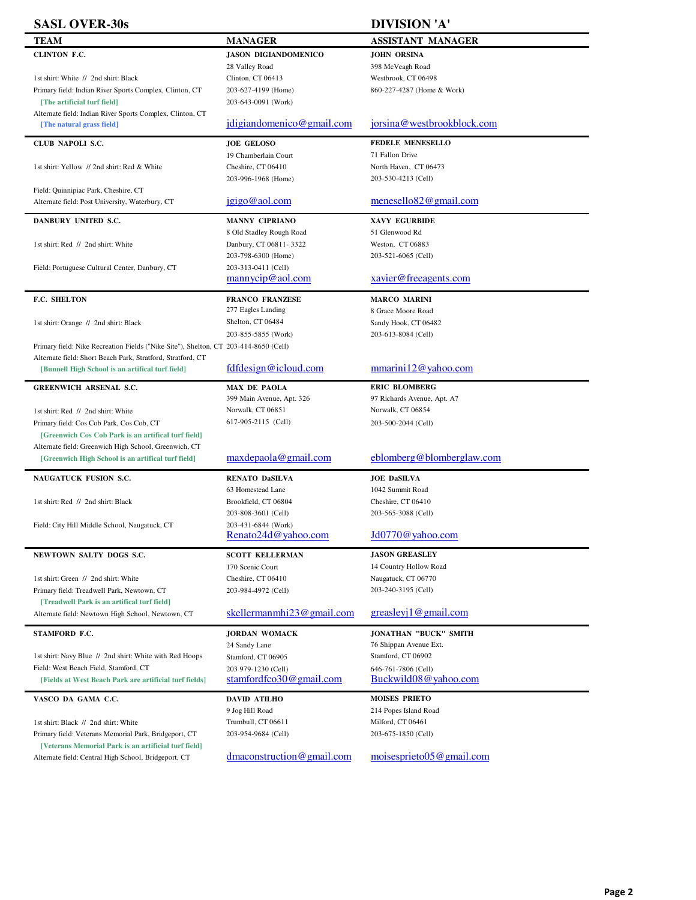## SASL OVER-30s — DIVISION 'A'

| TEAM | MANAGER | ASSISTANT MANAGER |
| --- | --- | --- |
| **CLINTON F.C.**<br>1st shirt: White // 2nd shirt: Black<br>Primary field: Indian River Sports Complex, Clinton, CT<br>**[The artificial turf field]**<br>Alternate field: Indian River Sports Complex, Clinton, CT<br>**[The natural grass field]** | **JASON DIGIANDOMENICO**<br>28 Valley Road<br>Clinton, CT 06413<br>203-627-4199 (Home)<br>203-643-0091 (Work)<br>jdigiandomenico@gmail.com | **JOHN ORSINA**<br>398 McVeagh Road<br>Westbrook, CT 06498<br>860-227-4287 (Home & Work)<br>jorsina@westbrookblock.com |
| **CLUB NAPOLI S.C.**<br>1st shirt: Yellow // 2nd shirt: Red & White<br>Field: Quinnipiac Park, Cheshire, CT<br>Alternate field: Post University, Waterbury, CT | **JOE GELOSO**<br>19 Chamberlain Court<br>Cheshire, CT 06410<br>203-996-1968 (Home)<br>jgigo@aol.com | **FEDELE MENESELLO**<br>71 Fallon Drive<br>North Haven, CT 06473<br>203-530-4213 (Cell)<br>menesello82@gmail.com |
| **DANBURY UNITED S.C.**<br>1st shirt: Red // 2nd shirt: White<br>Field: Portuguese Cultural Center, Danbury, CT | **MANNY CIPRIANO**<br>8 Old Stadley Rough Road<br>Danbury, CT 06811- 3322<br>203-798-6300 (Home)<br>203-313-0411 (Cell)<br>mannycip@aol.com | **XAVY EGURBIDE**<br>51 Glenwood Rd<br>Weston, CT 06883<br>203-521-6065 (Cell)<br>xavier@freeagents.com |
| **F.C. SHELTON**<br>1st shirt: Orange // 2nd shirt: Black<br>Primary field: Nike Recreation Fields ("Nike Site"), Shelton, CT<br>Alternate field: Short Beach Park, Stratford, Stratford, CT<br>**[Bunnell High School is an artifical turf field]** | **FRANCO FRANZESE**<br>277 Eagles Landing<br>Shelton, CT 06484<br>203-855-5855 (Work)<br>203-414-8650 (Cell)<br>fdfdesign@icloud.com | **MARCO MARINI**<br>8 Grace Moore Road<br>Sandy Hook, CT 06482<br>203-613-8084 (Cell)<br>mmarini12@yahoo.com |
| **GREENWICH ARSENAL S.C.**<br>1st shirt: Red // 2nd shirt: White<br>Primary field: Cos Cob Park, Cos Cob, CT<br>**[Greenwich Cos Cob Park is an artifical turf field]**<br>Alternate field: Greenwich High School, Greenwich, CT<br>**[Greenwich High School is an artifical turf field]** | **MAX DE PAOLA**<br>399 Main Avenue, Apt. 326<br>Norwalk, CT 06851<br>617-905-2115 (Cell)<br>maxdepaola@gmail.com | **ERIC BLOMBERG**<br>97 Richards Avenue, Apt. A7<br>Norwalk, CT 06854<br>203-500-2044 (Cell)<br>eblomberg@blomberglaw.com |
| **NAUGATUCK FUSION S.C.**<br>1st shirt: Red // 2nd shirt: Black<br>Field: City Hill Middle School, Naugatuck, CT | **RENATO DaSILVA**<br>63 Homestead Lane<br>Brookfield, CT 06804<br>203-808-3601 (Cell)<br>203-431-6844 (Work)<br>Renato24d@yahoo.com | **JOE DaSILVA**<br>1042 Summit Road<br>Cheshire, CT 06410<br>203-565-3088 (Cell)<br>Jd0770@yahoo.com |
| **NEWTOWN SALTY DOGS S.C.**<br>1st shirt: Green // 2nd shirt: White<br>Primary field: Treadwell Park, Newtown, CT<br>**[Treadwell Park is an artifical turf field]**<br>Alternate field: Newtown High School, Newtown, CT | **SCOTT KELLERMAN**<br>170 Scenic Court<br>Cheshire, CT 06410<br>203-984-4972 (Cell)<br>skellermanmhi23@gmail.com | **JASON GREASLEY**<br>14 Country Hollow Road<br>Naugatuck, CT 06770<br>203-240-3195 (Cell)<br>greasleyj1@gmail.com |
| **STAMFORD F.C.**<br>1st shirt: Navy Blue // 2nd shirt: White with Red Hoops<br>Field: West Beach Field, Stamford, CT<br>**[Fields at West Beach Park are artificial turf fields]** | **JORDAN WOMACK**<br>24 Sandy Lane<br>Stamford, CT 06905<br>203 979-1230 (Cell)<br>stamfordfco30@gmail.com | **JONATHAN "BUCK" SMITH**<br>76 Shippan Avenue Ext.<br>Stamford, CT 06902<br>646-761-7806 (Cell)<br>Buckwild08@yahoo.com |
| **VASCO DA GAMA C.C.**<br>1st shirt: Black // 2nd shirt: White<br>Primary field: Veterans Memorial Park, Bridgeport, CT<br>**[Veterans Memorial Park is an artificial turf field]**<br>Alternate field: Central High School, Bridgeport, CT | **DAVID ATILHO**<br>9 Jog Hill Road<br>Trumbull, CT 06611<br>203-954-9684 (Cell)<br>dmaconstruction@gmail.com | **MOISES PRIETO**<br>214 Popes Island Road<br>Milford, CT 06461<br>203-675-1850 (Cell)<br>moisesprieto05@gmail.com |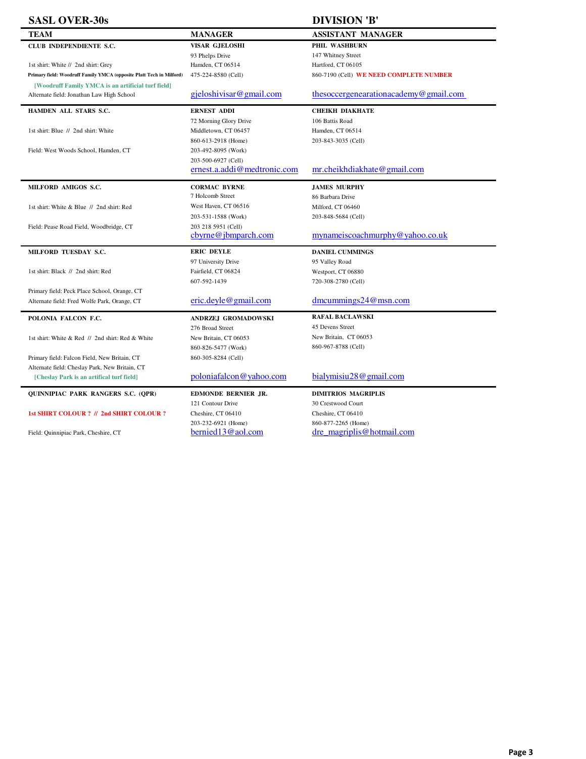# SASL OVER-30s

## DIVISION 'B'

| TEAM | MANAGER | ASSISTANT MANAGER |
|---|---|---|
| **CLUB INDEPENDIENTE S.C.**<br>1st shirt: White // 2nd shirt: Grey<br>**Primary field: Woodruff Family YMCA (opposite Platt Tech in Milford)**<br>**[Woodruff Family YMCA is an artificial turf field]**<br>Alternate field: Jonathan Law High School | **VISAR GJELOSHI**<br>93 Phelps Drive<br>Hamden, CT 06514<br>475-224-8580 (Cell)<br>gjeloshivisar@gmail.com | **PHIL WASHBURN**<br>147 Whitney Street<br>Hartford, CT 06105<br>860-7190 (Cell) **WE NEED COMPLETE NUMBER**<br>thesoccergenearationacademy@gmail.com |
| **HAMDEN ALL STARS S.C.**<br>1st shirt: Blue // 2nd shirt: White<br>Field: West Woods School, Hamden, CT | **ERNEST ADDI**<br>72 Morning Glory Drive<br>Middletown, CT 06457<br>860-613-2918 (Home)<br>203-492-8095 (Work)<br>203-500-6927 (Cell)<br>ernest.a.addi@medtronic.com | **CHEIKH DIAKHATE**<br>106 Battis Road<br>Hamden, CT 06514<br>203-843-3035 (Cell)<br>mr.cheikhdiakhate@gmail.com |
| **MILFORD AMIGOS S.C.**<br>1st shirt: White & Blue // 2nd shirt: Red<br>Field: Pease Road Field, Woodbridge, CT | **CORMAC BYRNE**<br>7 Holcomb Street<br>West Haven, CT 06516<br>203-531-1588 (Work)<br>203 218 5951 (Cell)<br>cbyrne@jbmparch.com | **JAMES MURPHY**<br>86 Barbara Drive<br>Milford, CT 06460<br>203-848-5684 (Cell)<br>mynameiscoachmurphy@yahoo.co.uk |
| **MILFORD TUESDAY S.C.**<br>1st shirt: Black // 2nd shirt: Red<br>Primary field: Peck Place School, Orange, CT<br>Alternate field: Fred Wolfe Park, Orange, CT | **ERIC DEYLE**<br>97 University Drive<br>Fairfield, CT 06824<br>607-592-1439<br>eric.deyle@gmail.com | **DANIEL CUMMINGS**<br>95 Valley Road<br>Westport, CT 06880<br>720-308-2780 (Cell)<br>dmcummings24@msn.com |
| **POLONIA FALCON F.C.**<br>1st shirt: White & Red // 2nd shirt: Red & White<br>Primary field: Falcon Field, New Britain, CT<br>Alternate field: Cheslay Park, New Britain, CT<br>**[Cheslay Park is an artifical turf field]** | **ANDRZEJ GROMADOWSKI**<br>276 Broad Street<br>New Britain, CT 06053<br>860-826-5477 (Work)<br>860-305-8284 (Cell)<br>poloniafalcon@yahoo.com | **RAFAL BACLAWSKI**<br>45 Devens Street<br>New Britain, CT 06053<br>860-967-8788 (Cell)<br>bialymisiu28@gmail.com |
| **QUINNIPIAC PARK RANGERS S.C. (QPR)**<br>**1st SHIRT COLOUR ? // 2nd SHIRT COLOUR ?**<br>Field: Quinnipiac Park, Cheshire, CT | **EDMONDE BERNIER JR.**<br>121 Contour Drive<br>Cheshire, CT 06410<br>203-232-6921 (Home)<br>bernied13@aol.com | **DIMITRIOS MAGRIPLIS**<br>30 Crestwood Court<br>Cheshire, CT 06410<br>860-877-2265 (Home)<br>dre_magriplis@hotmail.com |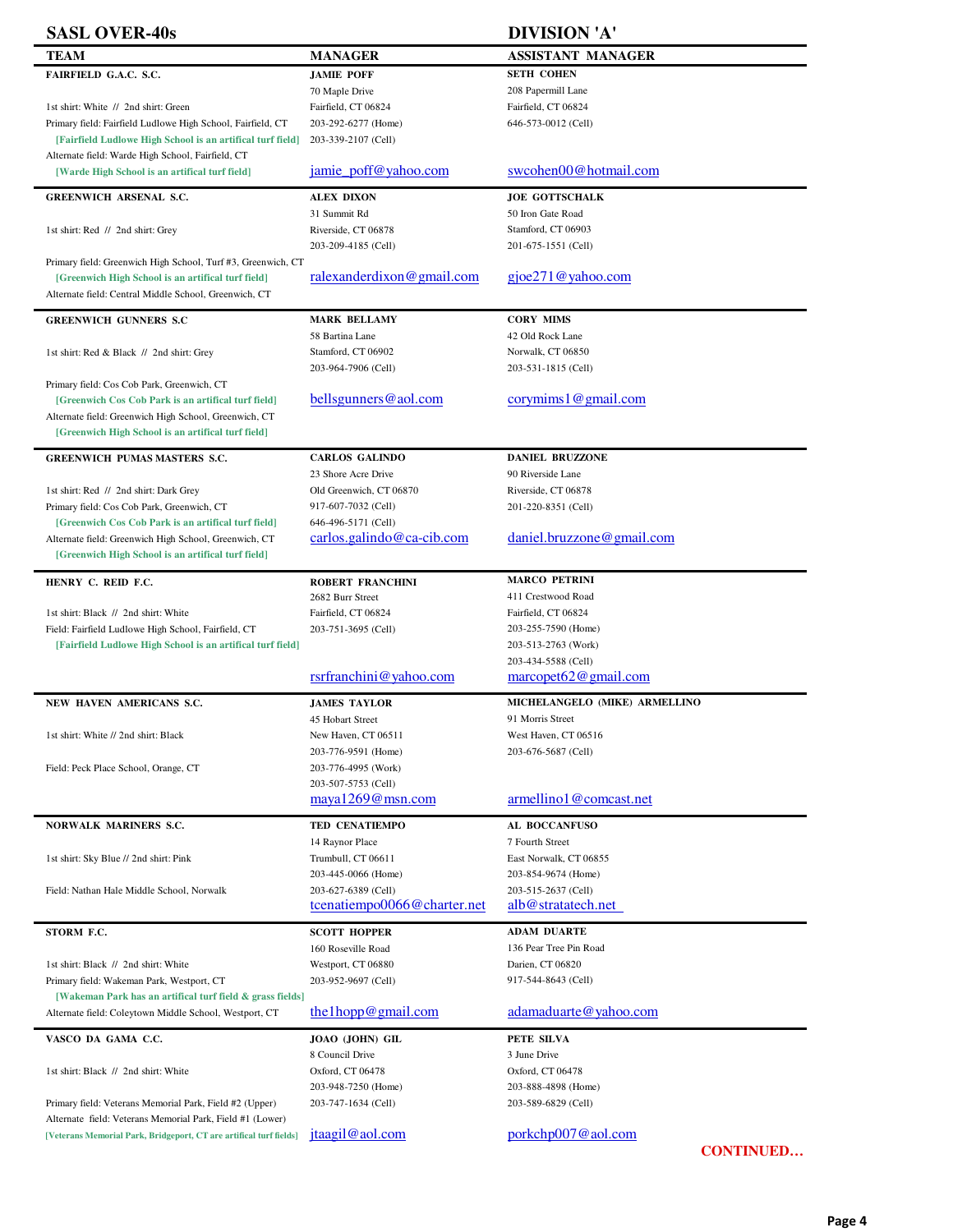## SASL OVER-40s — DIVISION 'A'

| TEAM | MANAGER | ASSISTANT MANAGER |
|---|---|---|
| **FAIRFIELD G.A.C. S.C.**<br>1st shirt: White // 2nd shirt: Green<br>Primary field: Fairfield Ludlowe High School, Fairfield, CT<br>**[Fairfield Ludlowe High School is an artifical turf field]**<br>Alternate field: Warde High School, Fairfield, CT<br>**[Warde High School is an artifical turf field]** | **JAMIE POFF**<br>70 Maple Drive<br>Fairfield, CT 06824<br>203-292-6277 (Home)<br>203-339-2107 (Cell)<br>jamie_poff@yahoo.com | **SETH COHEN**<br>208 Papermill Lane<br>Fairfield, CT 06824<br>646-573-0012 (Cell)<br>swcohen00@hotmail.com |
| **GREENWICH ARSENAL S.C.**<br>1st shirt: Red // 2nd shirt: Grey<br>Primary field: Greenwich High School, Turf #3, Greenwich, CT<br>**[Greenwich High School is an artifical turf field]**<br>Alternate field: Central Middle School, Greenwich, CT | **ALEX DIXON**<br>31 Summit Rd<br>Riverside, CT 06878<br>203-209-4185 (Cell)<br>ralexanderdixon@gmail.com | **JOE GOTTSCHALK**<br>50 Iron Gate Road<br>Stamford, CT 06903<br>201-675-1551 (Cell)<br>gjoe271@yahoo.com |
| **GREENWICH GUNNERS S.C**<br>1st shirt: Red & Black // 2nd shirt: Grey<br>Primary field: Cos Cob Park, Greenwich, CT<br>**[Greenwich Cos Cob Park is an artifical turf field]**<br>Alternate field: Greenwich High School, Greenwich, CT<br>**[Greenwich High School is an artifical turf field]** | **MARK BELLAMY**<br>58 Bartina Lane<br>Stamford, CT 06902<br>203-964-7906 (Cell)<br>bellsgunners@aol.com | **CORY MIMS**<br>42 Old Rock Lane<br>Norwalk, CT 06850<br>203-531-1815 (Cell)<br>corymims1@gmail.com |
| **GREENWICH PUMAS MASTERS S.C.**<br>1st shirt: Red // 2nd shirt: Dark Grey<br>Primary field: Cos Cob Park, Greenwich, CT<br>**[Greenwich Cos Cob Park is an artifical turf field]**<br>Alternate field: Greenwich High School, Greenwich, CT<br>**[Greenwich High School is an artifical turf field]** | **CARLOS GALINDO**<br>23 Shore Acre Drive<br>Old Greenwich, CT 06870<br>917-607-7032 (Cell)<br>646-496-5171 (Cell)<br>carlos.galindo@ca-cib.com | **DANIEL BRUZZONE**<br>90 Riverside Lane<br>Riverside, CT 06878<br>201-220-8351 (Cell)<br>daniel.bruzzone@gmail.com |
| **HENRY C. REID F.C.**<br>1st shirt: Black // 2nd shirt: White<br>Field: Fairfield Ludlowe High School, Fairfield, CT<br>**[Fairfield Ludlowe High School is an artifical turf field]** | **ROBERT FRANCHINI**<br>2682 Burr Street<br>Fairfield, CT 06824<br>203-751-3695 (Cell)<br>rsrfranchini@yahoo.com | **MARCO PETRINI**<br>411 Crestwood Road<br>Fairfield, CT 06824<br>203-255-7590 (Home)<br>203-513-2763 (Work)<br>203-434-5588 (Cell)<br>marcopet62@gmail.com |
| **NEW HAVEN AMERICANS S.C.**<br>1st shirt: White // 2nd shirt: Black<br>Field: Peck Place School, Orange, CT | **JAMES TAYLOR**<br>45 Hobart Street<br>New Haven, CT 06511<br>203-776-9591 (Home)<br>203-776-4995 (Work)<br>203-507-5753 (Cell)<br>maya1269@msn.com | **MICHELANGELO (MIKE) ARMELLINO**<br>91 Morris Street<br>West Haven, CT 06516<br>203-676-5687 (Cell)<br>armellino1@comcast.net |
| **NORWALK MARINERS S.C.**<br>1st shirt: Sky Blue // 2nd shirt: Pink<br>Field: Nathan Hale Middle School, Norwalk | **TED CENATIEMPO**<br>14 Raynor Place<br>Trumbull, CT 06611<br>203-445-0066 (Home)<br>203-627-6389 (Cell)<br>tcenatiempo0066@charter.net | **AL BOCCANFUSO**<br>7 Fourth Street<br>East Norwalk, CT 06855<br>203-854-9674 (Home)<br>203-515-2637 (Cell)<br>alb@stratatech.net |
| **STORM F.C.**<br>1st shirt: Black // 2nd shirt: White<br>Primary field: Wakeman Park, Westport, CT<br>**[Wakeman Park has an artifical turf field & grass fields]**<br>Alternate field: Coleytown Middle School, Westport, CT | **SCOTT HOPPER**<br>160 Roseville Road<br>Westport, CT 06880<br>203-952-9697 (Cell)<br>the1hopp@gmail.com | **ADAM DUARTE**<br>136 Pear Tree Pin Road<br>Darien, CT 06820<br>917-544-8643 (Cell)<br>adamaduarte@yahoo.com |
| **VASCO DA GAMA C.C.**<br>1st shirt: Black // 2nd shirt: White<br>Primary field: Veterans Memorial Park, Field #2 (Upper)<br>Alternate field: Veterans Memorial Park, Field #1 (Lower)<br>**[Veterans Memorial Park, Bridgeport, CT are artifical turf fields]** | **JOAO (JOHN) GIL**<br>8 Council Drive<br>Oxford, CT 06478<br>203-948-7250 (Home)<br>203-747-1634 (Cell)<br>jtaagil@aol.com | **PETE SILVA**<br>3 June Drive<br>Oxford, CT 06478<br>203-888-4898 (Home)<br>203-589-6829 (Cell)<br>porkchp007@aol.com |

**CONTINUED…**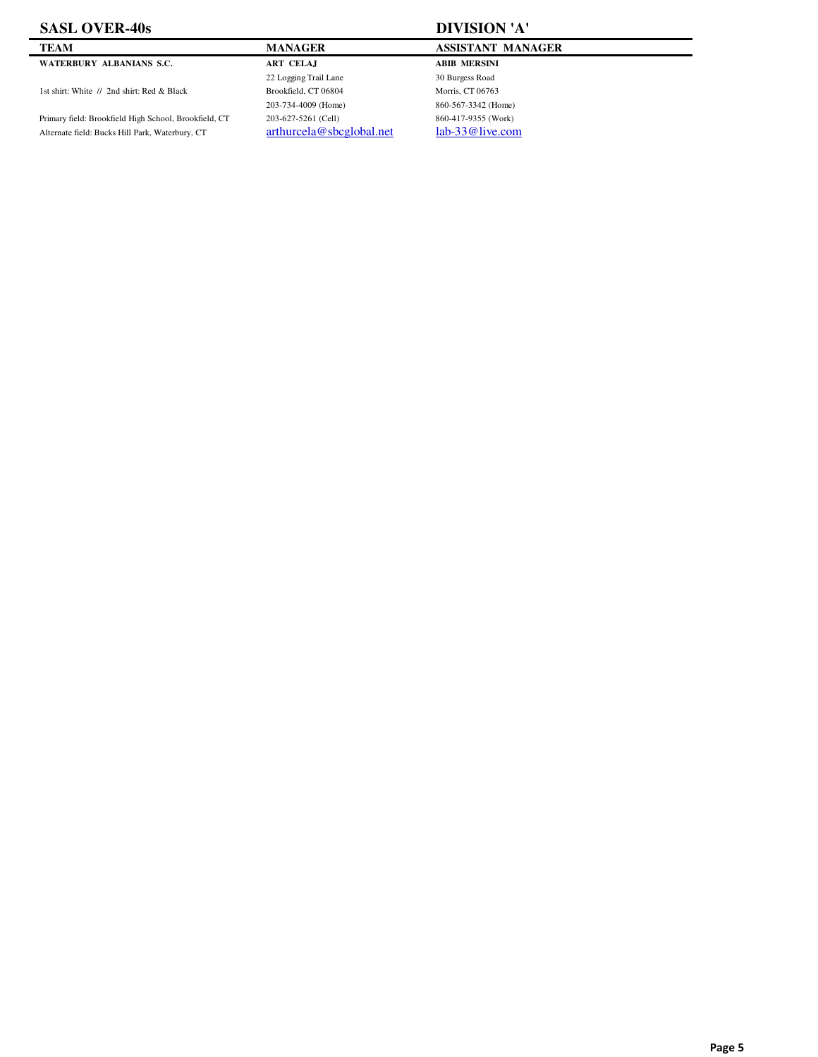# SASL OVER-40s

## DIVISION 'A'

| TEAM | MANAGER | ASSISTANT MANAGER |
|---|---|---|
| **WATERBURY ALBANIANS S.C.** | **ART CELAJ** | **ABIB MERSINI** |
| | 22 Logging Trail Lane | 30 Burgess Road |
| 1st shirt: White // 2nd shirt: Red & Black | Brookfield, CT 06804 | Morris, CT 06763 |
| | 203-734-4009 (Home) | 860-567-3342 (Home) |
| Primary field: Brookfield High School, Brookfield, CT | 203-627-5261 (Cell) | 860-417-9355 (Work) |
| Alternate field: Bucks Hill Park, Waterbury, CT | arthurcela@sbcglobal.net | lab-33@live.com |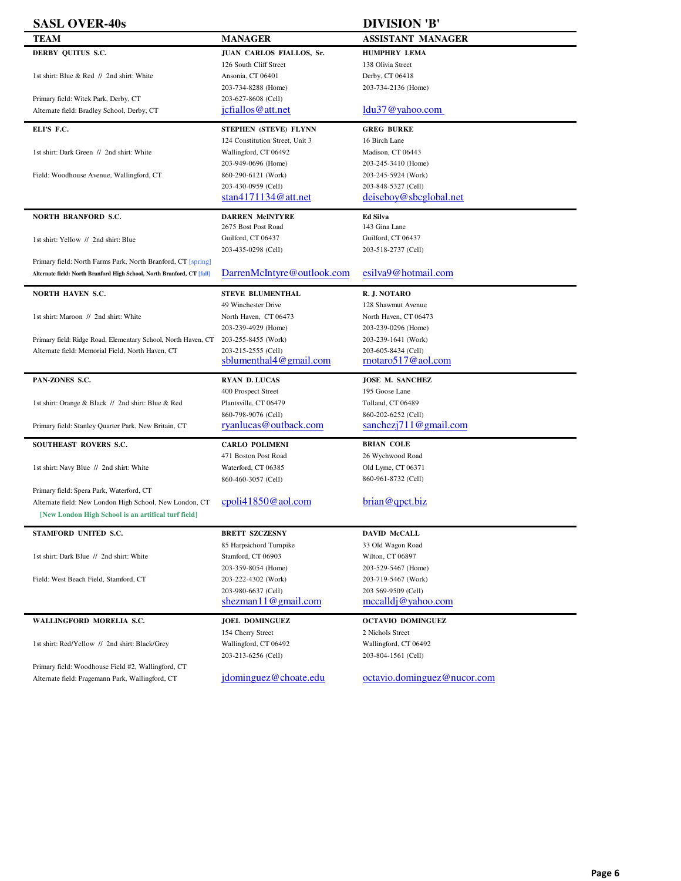# SASL OVER-40s — DIVISION 'B'

| TEAM | MANAGER | ASSISTANT MANAGER |
| --- | --- | --- |
| **DERBY QUITUS S.C.**<br>1st shirt: Blue & Red // 2nd shirt: White<br>Primary field: Witek Park, Derby, CT<br>Alternate field: Bradley School, Derby, CT | **JUAN CARLOS FIALLOS, Sr.**<br>126 South Cliff Street<br>Ansonia, CT 06401<br>203-734-8288 (Home)<br>203-627-8608 (Cell)<br>jcfiallos@att.net | **HUMPHRY LEMA**<br>138 Olivia Street<br>Derby, CT 06418<br>203-734-2136 (Home)<br>ldu37@yahoo.com |
| **ELI'S F.C.**<br>1st shirt: Dark Green // 2nd shirt: White<br>Field: Woodhouse Avenue, Wallingford, CT | **STEPHEN (STEVE) FLYNN**<br>124 Constitution Street, Unit 3<br>Wallingford, CT 06492<br>203-949-0696 (Home)<br>860-290-6121 (Work)<br>203-430-0959 (Cell)<br>stan4171134@att.net | **GREG BURKE**<br>16 Birch Lane<br>Madison, CT 06443<br>203-245-3410 (Home)<br>203-245-5924 (Work)<br>203-848-5327 (Cell)<br>deiseboy@sbcglobal.net |
| **NORTH BRANFORD S.C.**<br>1st shirt: Yellow // 2nd shirt: Blue<br>Primary field: North Farms Park, North Branford, CT [spring]<br>Alternate field: North Branford High School, North Branford, CT [fall] | **DARREN McINTYRE**<br>2675 Bost Post Road<br>Guilford, CT 06437<br>203-435-0298 (Cell)<br>DarrenMcIntyre@outlook.com | **Ed Silva**<br>143 Gina Lane<br>Guilford, CT 06437<br>203-518-2737 (Cell)<br>esilva9@hotmail.com |
| **NORTH HAVEN S.C.**<br>1st shirt: Maroon // 2nd shirt: White<br>Primary field: Ridge Road, Elementary School, North Haven, CT<br>Alternate field: Memorial Field, North Haven, CT | **STEVE BLUMENTHAL**<br>49 Winchester Drive<br>North Haven, CT 06473<br>203-239-4929 (Home)<br>203-255-8455 (Work)<br>203-215-2555 (Cell)<br>sblumenthal4@gmail.com | **R. J. NOTARO**<br>128 Shawmut Avenue<br>North Haven, CT 06473<br>203-239-0296 (Home)<br>203-239-1641 (Work)<br>203-605-8434 (Cell)<br>rnotaro517@aol.com |
| **PAN-ZONES S.C.**<br>1st shirt: Orange & Black // 2nd shirt: Blue & Red<br>Primary field: Stanley Quarter Park, New Britain, CT | **RYAN D. LUCAS**<br>400 Prospect Street<br>Plantsville, CT 06479<br>860-798-9076 (Cell)<br>ryanlucas@outback.com | **JOSE M. SANCHEZ**<br>195 Goose Lane<br>Tolland, CT 06489<br>860-202-6252 (Cell)<br>sanchezj711@gmail.com |
| **SOUTHEAST ROVERS S.C.**<br>1st shirt: Navy Blue // 2nd shirt: White<br>Primary field: Spera Park, Waterford, CT<br>Alternate field: New London High School, New London, CT<br>[New London High School is an artifical turf field] | **CARLO POLIMENI**<br>471 Boston Post Road<br>Waterford, CT 06385<br>860-460-3057 (Cell)<br>cpoli41850@aol.com | **BRIAN COLE**<br>26 Wychwood Road<br>Old Lyme, CT 06371<br>860-961-8732 (Cell)<br>brian@qpct.biz |
| **STAMFORD UNITED S.C.**<br>1st shirt: Dark Blue // 2nd shirt: White<br>Field: West Beach Field, Stamford, CT | **BRETT SZCZESNY**<br>85 Harpsichord Turnpike<br>Stamford, CT 06903<br>203-359-8054 (Home)<br>203-222-4302 (Work)<br>203-980-6637 (Cell)<br>shezman11@gmail.com | **DAVID McCALL**<br>33 Old Wagon Road<br>Wilton, CT 06897<br>203-529-5467 (Home)<br>203-719-5467 (Work)<br>203 569-9509 (Cell)<br>mccalldj@yahoo.com |
| **WALLINGFORD MORELIA S.C.**<br>1st shirt: Red/Yellow // 2nd shirt: Black/Grey<br>Primary field: Woodhouse Field #2, Wallingford, CT<br>Alternate field: Pragemann Park, Wallingford, CT | **JOEL DOMINGUEZ**<br>154 Cherry Street<br>Wallingford, CT 06492<br>203-213-6256 (Cell)<br>jdominguez@choate.edu | **OCTAVIO DOMINGUEZ**<br>2 Nichols Street<br>Wallingford, CT 06492<br>203-804-1561 (Cell)<br>octavio.dominguez@nucor.com |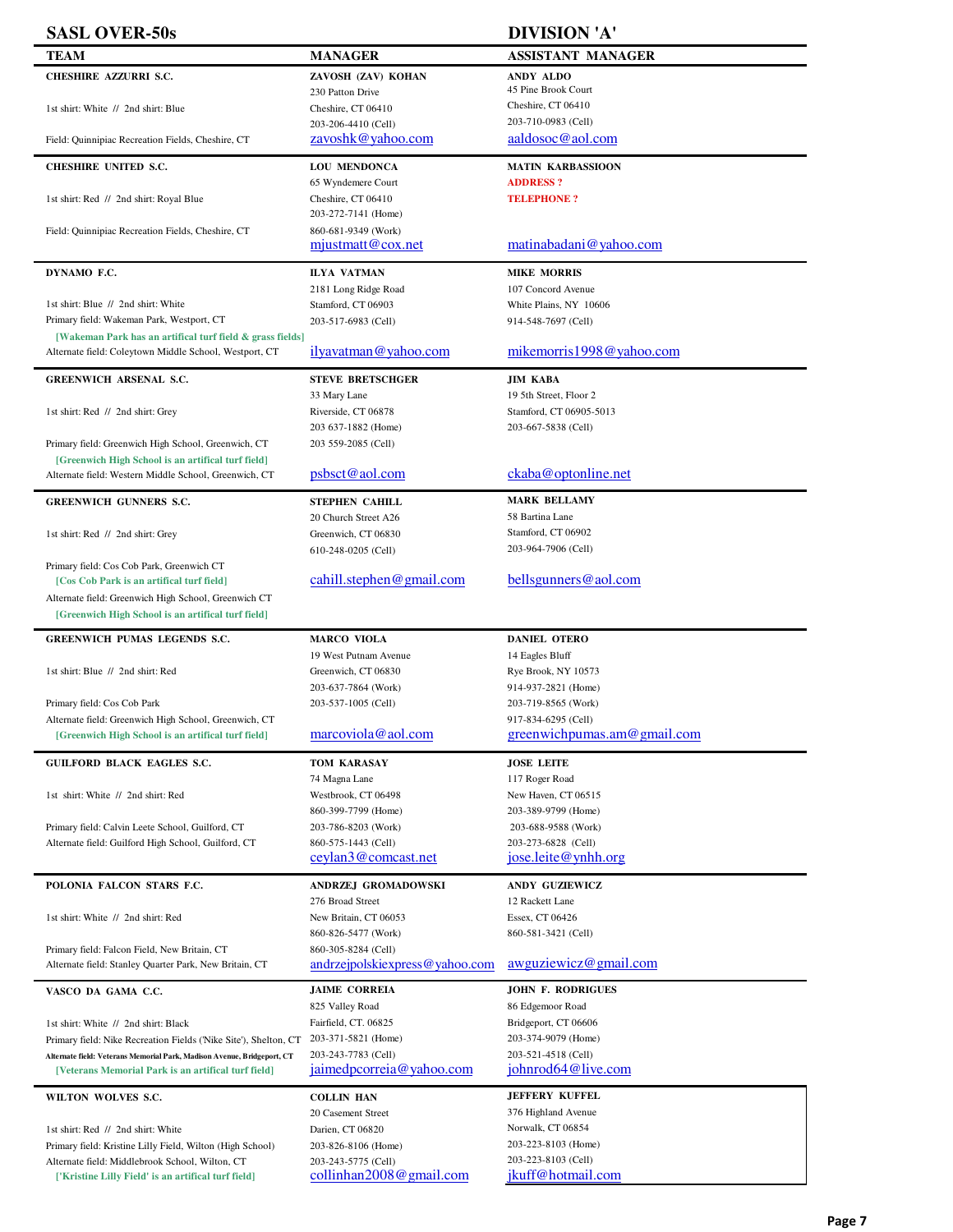## SASL OVER-50s — DIVISION 'A'

| TEAM | MANAGER | ASSISTANT MANAGER |
|---|---|---|
| **CHESHIRE AZZURRI S.C.**<br>1st shirt: White // 2nd shirt: Blue<br>Field: Quinnipiac Recreation Fields, Cheshire, CT | **ZAVOSH (ZAV) KOHAN**<br>230 Patton Drive<br>Cheshire, CT 06410<br>203-206-4410 (Cell)<br>zavoshk@yahoo.com | **ANDY ALDO**<br>45 Pine Brook Court<br>Cheshire, CT 06410<br>203-710-0983 (Cell)<br>aaldosoc@aol.com |
| **CHESHIRE UNITED S.C.**<br>1st shirt: Red // 2nd shirt: Royal Blue<br>Field: Quinnipiac Recreation Fields, Cheshire, CT | **LOU MENDONCA**<br>65 Wyndemere Court<br>Cheshire, CT 06410<br>203-272-7141 (Home)<br>860-681-9349 (Work)<br>mjustmatt@cox.net | **MATIN KARBASSIOON**<br>**ADDRESS ?**<br>**TELEPHONE ?**<br>matinabadani@yahoo.com |
| **DYNAMO F.C.**<br>1st shirt: Blue // 2nd shirt: White<br>Primary field: Wakeman Park, Westport, CT<br>[Wakeman Park has an artifical turf field & grass fields]<br>Alternate field: Coleytown Middle School, Westport, CT | **ILYA VATMAN**<br>2181 Long Ridge Road<br>Stamford, CT 06903<br>203-517-6983 (Cell)<br>ilyavatman@yahoo.com | **MIKE MORRIS**<br>107 Concord Avenue<br>White Plains, NY 10606<br>914-548-7697 (Cell)<br>mikemorris1998@yahoo.com |
| **GREENWICH ARSENAL S.C.**<br>1st shirt: Red // 2nd shirt: Grey<br>Primary field: Greenwich High School, Greenwich, CT<br>[Greenwich High School is an artifical turf field]<br>Alternate field: Western Middle School, Greenwich, CT | **STEVE BRETSCHGER**<br>33 Mary Lane<br>Riverside, CT 06878<br>203 637-1882 (Home)<br>203 559-2085 (Cell)<br>psbsct@aol.com | **JIM KABA**<br>19 5th Street, Floor 2<br>Stamford, CT 06905-5013<br>203-667-5838 (Cell)<br>ckaba@optonline.net |
| **GREENWICH GUNNERS S.C.**<br>1st shirt: Red // 2nd shirt: Grey<br>Primary field: Cos Cob Park, Greenwich CT<br>[Cos Cob Park is an artifical turf field]<br>Alternate field: Greenwich High School, Greenwich CT<br>[Greenwich High School is an artifical turf field] | **STEPHEN CAHILL**<br>20 Church Street A26<br>Greenwich, CT 06830<br>610-248-0205 (Cell)<br>cahill.stephen@gmail.com | **MARK BELLAMY**<br>58 Bartina Lane<br>Stamford, CT 06902<br>203-964-7906 (Cell)<br>bellsgunners@aol.com |
| **GREENWICH PUMAS LEGENDS S.C.**<br>1st shirt: Blue // 2nd shirt: Red<br>Primary field: Cos Cob Park<br>Alternate field: Greenwich High School, Greenwich, CT<br>[Greenwich High School is an artifical turf field] | **MARCO VIOLA**<br>19 West Putnam Avenue<br>Greenwich, CT 06830<br>203-637-7864 (Work)<br>203-537-1005 (Cell)<br>marcoviola@aol.com | **DANIEL OTERO**<br>14 Eagles Bluff<br>Rye Brook, NY 10573<br>914-937-2821 (Home)<br>203-719-8565 (Work)<br>917-834-6295 (Cell)<br>greenwichpumas.am@gmail.com |
| **GUILFORD BLACK EAGLES S.C.**<br>1st shirt: White // 2nd shirt: Red<br>Primary field: Calvin Leete School, Guilford, CT<br>Alternate field: Guilford High School, Guilford, CT | **TOM KARASAY**<br>74 Magna Lane<br>Westbrook, CT 06498<br>860-399-7799 (Home)<br>203-786-8203 (Work)<br>860-575-1443 (Cell)<br>ceylan3@comcast.net | **JOSE LEITE**<br>117 Roger Road<br>New Haven, CT 06515<br>203-389-9799 (Home)<br>203-688-9588 (Work)<br>203-273-6828 (Cell)<br>jose.leite@ynhh.org |
| **POLONIA FALCON STARS F.C.**<br>1st shirt: White // 2nd shirt: Red<br>Primary field: Falcon Field, New Britain, CT<br>Alternate field: Stanley Quarter Park, New Britain, CT | **ANDRZEJ GROMADOWSKI**<br>276 Broad Street<br>New Britain, CT 06053<br>860-826-5477 (Work)<br>860-305-8284 (Cell)<br>andrzejpolskiexpress@yahoo.com | **ANDY GUZIEWICZ**<br>12 Rackett Lane<br>Essex, CT 06426<br>860-581-3421 (Cell)<br>awguziewicz@gmail.com |
| **VASCO DA GAMA C.C.**<br>1st shirt: White // 2nd shirt: Black<br>Primary field: Nike Recreation Fields ('Nike Site'), Shelton, CT<br>Alternate field: Veterans Memorial Park, Madison Avenue, Bridgeport, CT<br>[Veterans Memorial Park is an artifical turf field] | **JAIME CORREIA**<br>825 Valley Road<br>Fairfield, CT. 06825<br>203-371-5821 (Home)<br>203-243-7783 (Cell)<br>jaimedpcorreia@yahoo.com | **JOHN F. RODRIGUES**<br>86 Edgemoor Road<br>Bridgeport, CT 06606<br>203-374-9079 (Home)<br>203-521-4518 (Cell)<br>johnrod64@live.com |
| **WILTON WOLVES S.C.**<br>1st shirt: Red // 2nd shirt: White<br>Primary field: Kristine Lilly Field, Wilton (High School)<br>Alternate field: Middlebrook School, Wilton, CT<br>['Kristine Lilly Field' is an artifical turf field] | **COLLIN HAN**<br>20 Casement Street<br>Darien, CT 06820<br>203-826-8106 (Home)<br>203-243-5775 (Cell)<br>collinhan2008@gmail.com | **JEFFERY KUFFEL**<br>376 Highland Avenue<br>Norwalk, CT 06854<br>203-223-8103 (Home)<br>203-223-8103 (Cell)<br>jkuff@hotmail.com |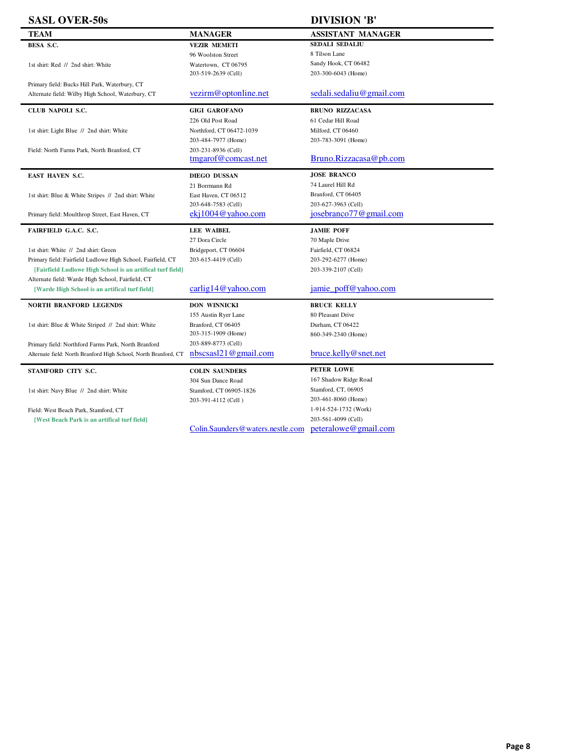**SASL OVER-50s** | **DIVISION 'B'**

| TEAM | MANAGER | ASSISTANT MANAGER |
|---|---|---|
| **BESA S.C.**<br><br>1st shirt: Red // 2nd shirt: White<br><br>Primary field: Bucks Hill Park, Waterbury, CT<br>Alternate field: Wilby High School, Waterbury, CT | **VEZIR MEMETI**<br>96 Woolston Street<br>Watertown, CT 06795<br>203-519-2639 (Cell)<br><br>vezirm@optonline.net | **SEDALI SEDALIU**<br>8 Tilson Lane<br>Sandy Hook, CT 06482<br>203-300-6043 (Home)<br><br>sedali.sedaliu@gmail.com |
| **CLUB NAPOLI S.C.**<br><br>1st shirt: Light Blue // 2nd shirt: White<br><br>Field: North Farms Park, North Branford, CT | **GIGI GAROFANO**<br>226 Old Post Road<br>Northford, CT 06472-1039<br>203-484-7977 (Home)<br>203-231-8936 (Cell)<br>tmgarof@comcast.net | **BRUNO RIZZACASA**<br>61 Cedar Hill Road<br>Milford, CT 06460<br>203-783-3091 (Home)<br><br>Bruno.Rizzacasa@pb.com |
| **EAST HAVEN S.C.**<br><br>1st shirt: Blue & White Stripes // 2nd shirt: White<br><br>Primary field: Moulthrop Street, East Haven, CT | **DIEGO DUSSAN**<br>21 Borrmann Rd<br>East Haven, CT 06512<br>203-648-7583 (Cell)<br>ekj1004@yahoo.com | **JOSE BRANCO**<br>74 Laurel Hill Rd<br>Branford, CT 06405<br>203-627-3963 (Cell)<br>josebranco77@gmail.com |
| **FAIRFIELD G.A.C. S.C.**<br><br>1st shirt: White // 2nd shirt: Green<br>Primary field: Fairfield Ludlowe High School, Fairfield, CT<br>[Fairfield Ludlowe High School is an artifical turf field]<br>Alternate field: Warde High School, Fairfield, CT<br>[Warde High School is an artifical turf field] | **LEE WAIBEL**<br>27 Dora Circle<br>Bridgeport, CT 06604<br>203-615-4419 (Cell)<br><br><br>carlig14@yahoo.com | **JAMIE POFF**<br>70 Maple Drive<br>Fairfield, CT 06824<br>203-292-6277 (Home)<br>203-339-2107 (Cell)<br><br>jamie_poff@yahoo.com |
| **NORTH BRANFORD LEGENDS**<br><br>1st shirt: Blue & White Striped // 2nd shirt: White<br><br>Primary field: Northford Farms Park, North Branford<br>Alternate field: North Branford High School, North Branford, CT | **DON WINNICKI**<br>155 Austin Ryer Lane<br>Branford, CT 06405<br>203-315-1909 (Home)<br>203-889-8773 (Cell)<br>nbscsasl21@gmail.com | **BRUCE KELLY**<br>80 Pleasant Drive<br>Durham, CT 06422<br>860-349-2340 (Home)<br><br>bruce.kelly@snet.net |
| **STAMFORD CITY S.C.**<br><br>1st shirt: Navy Blue // 2nd shirt: White<br><br>Field: West Beach Park, Stamford, CT<br>[West Beach Park is an artifical turf field] | **COLIN SAUNDERS**<br>304 Sun Dance Road<br>Stamford, CT 06905-1826<br>203-391-4112 (Cell )<br><br><br>Colin.Saunders@waters.nestle.com | **PETER LOWE**<br>167 Shadow Ridge Road<br>Stamford, CT, 06905<br>203-461-8060 (Home)<br>1-914-524-1732 (Work)<br>203-561-4099 (Cell)<br>peteralowe@gmail.com |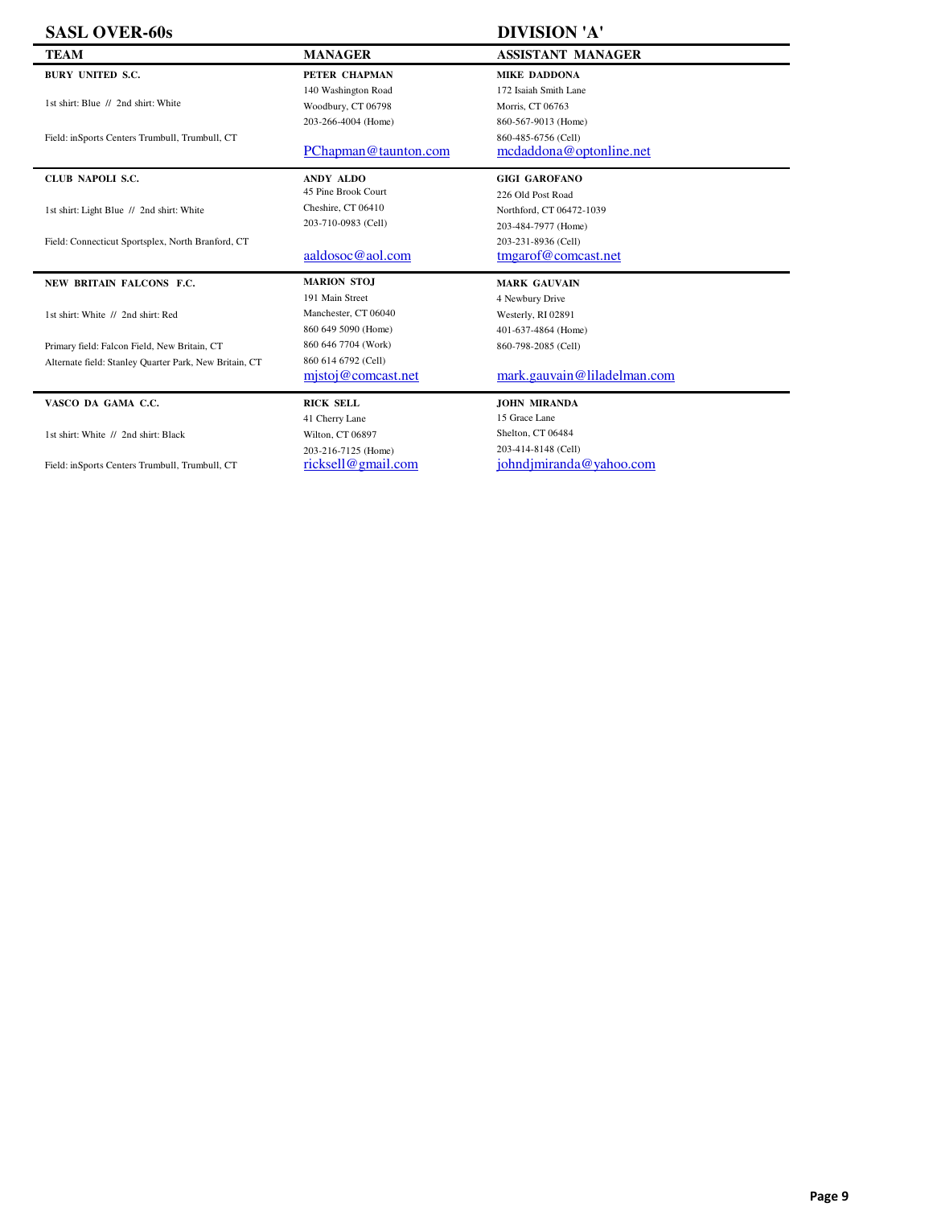## SASL OVER-60s — DIVISION 'A'

| TEAM | MANAGER | ASSISTANT MANAGER |
| --- | --- | --- |
| **BURY UNITED S.C.**<br>1st shirt: Blue // 2nd shirt: White<br>Field: inSports Centers Trumbull, Trumbull, CT | **PETER CHAPMAN**<br>140 Washington Road<br>Woodbury, CT 06798<br>203-266-4004 (Home)<br>PChapman@taunton.com | **MIKE DADDONA**<br>172 Isaiah Smith Lane<br>Morris, CT 06763<br>860-567-9013 (Home)<br>860-485-6756 (Cell)<br>mcdaddona@optonline.net |
| **CLUB NAPOLI S.C.**<br>1st shirt: Light Blue // 2nd shirt: White<br>Field: Connecticut Sportsplex, North Branford, CT | **ANDY ALDO**<br>45 Pine Brook Court<br>Cheshire, CT 06410<br>203-710-0983 (Cell)<br>aaldosoc@aol.com | **GIGI GAROFANO**<br>226 Old Post Road<br>Northford, CT 06472-1039<br>203-484-7977 (Home)<br>203-231-8936 (Cell)<br>tmgarof@comcast.net |
| **NEW BRITAIN FALCONS F.C.**<br>1st shirt: White // 2nd shirt: Red<br>Primary field: Falcon Field, New Britain, CT<br>Alternate field: Stanley Quarter Park, New Britain, CT | **MARION STOJ**<br>191 Main Street<br>Manchester, CT 06040<br>860 649 5090 (Home)<br>860 646 7704 (Work)<br>860 614 6792 (Cell)<br>mjstoj@comcast.net | **MARK GAUVAIN**<br>4 Newbury Drive<br>Westerly, RI 02891<br>401-637-4864 (Home)<br>860-798-2085 (Cell)<br>mark.gauvain@liladelman.com |
| **VASCO DA GAMA C.C.**<br>1st shirt: White // 2nd shirt: Black<br>Field: inSports Centers Trumbull, Trumbull, CT | **RICK SELL**<br>41 Cherry Lane<br>Wilton, CT 06897<br>203-216-7125 (Home)<br>ricksell@gmail.com | **JOHN MIRANDA**<br>15 Grace Lane<br>Shelton, CT 06484<br>203-414-8148 (Cell)<br>johndjmiranda@yahoo.com |